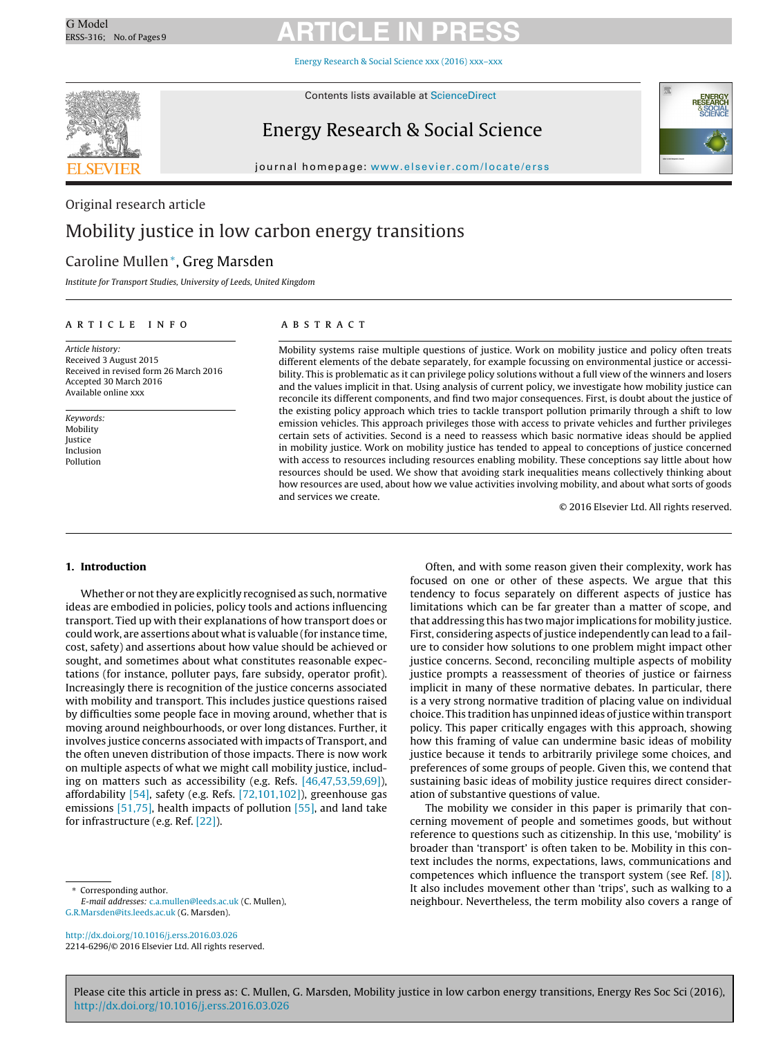Original research article

# Mobility justice in low carbon energy transitions

Caroline Mullen*, Greg Marsden

*Institute for Transport Studies, University of Leeds, United Kingdom*

## ARTICLE INFO

*Article history:*
Received 3 August 2015
Received in revised form 26 March 2016
Accepted 30 March 2016
Available online xxx

*Keywords:*
Mobility
Justice
Inclusion
Pollution

## ABSTRACT

Mobility systems raise multiple questions of justice. Work on mobility justice and policy often treats different elements of the debate separately, for example focussing on environmental justice or accessibility. This is problematic as it can privilege policy solutions without a full view of the winners and losers and the values implicit in that. Using analysis of current policy, we investigate how mobility justice can reconcile its different components, and find two major consequences. First, is doubt about the justice of the existing policy approach which tries to tackle transport pollution primarily through a shift to low emission vehicles. This approach privileges those with access to private vehicles and further privileges certain sets of activities. Second is a need to reassess which basic normative ideas should be applied in mobility justice. Work on mobility justice has tended to appeal to conceptions of justice concerned with access to resources including resources enabling mobility. These conceptions say little about how resources should be used. We show that avoiding stark inequalities means collectively thinking about how resources are used, about how we value activities involving mobility, and about what sorts of goods and services we create.

© 2016 Elsevier Ltd. All rights reserved.

## 1. Introduction

Whether or not they are explicitly recognised as such, normative ideas are embodied in policies, policy tools and actions influencing transport. Tied up with their explanations of how transport does or could work, are assertions about what is valuable (for instance time, cost, safety) and assertions about how value should be achieved or sought, and sometimes about what constitutes reasonable expectations (for instance, polluter pays, fare subsidy, operator profit). Increasingly there is recognition of the justice concerns associated with mobility and transport. This includes justice questions raised by difficulties some people face in moving around, whether that is moving around neighbourhoods, or over long distances. Further, it involves justice concerns associated with impacts of Transport, and the often uneven distribution of those impacts. There is now work on multiple aspects of what we might call mobility justice, including on matters such as accessibility (e.g. Refs. [46,47,53,59,69]), affordability [54], safety (e.g. Refs. [72,101,102]), greenhouse gas emissions [51,75], health impacts of pollution [55], and land take for infrastructure (e.g. Ref. [22]).

Often, and with some reason given their complexity, work has focused on one or other of these aspects. We argue that this tendency to focus separately on different aspects of justice has limitations which can be far greater than a matter of scope, and that addressing this has two major implications for mobility justice. First, considering aspects of justice independently can lead to a failure to consider how solutions to one problem might impact other justice concerns. Second, reconciling multiple aspects of mobility justice prompts a reassessment of theories of justice or fairness implicit in many of these normative debates. In particular, there is a very strong normative tradition of placing value on individual choice. This tradition has unpinned ideas of justice within transport policy. This paper critically engages with this approach, showing how this framing of value can undermine basic ideas of mobility justice because it tends to arbitrarily privilege some choices, and preferences of some groups of people. Given this, we contend that sustaining basic ideas of mobility justice requires direct consideration of substantive questions of value.

The mobility we consider in this paper is primarily that concerning movement of people and sometimes goods, but without reference to questions such as citizenship. In this use, 'mobility' is broader than 'transport' is often taken to be. Mobility in this context includes the norms, expectations, laws, communications and competences which influence the transport system (see Ref. [8]). It also includes movement other than 'trips', such as walking to a neighbour. Nevertheless, the term mobility also covers a range of

* Corresponding author.
*E-mail addresses:* c.a.mullen@leeds.ac.uk (C. Mullen), G.R.Marsden@its.leeds.ac.uk (G. Marsden).

http://dx.doi.org/10.1016/j.erss.2016.03.026
2214-6296/© 2016 Elsevier Ltd. All rights reserved.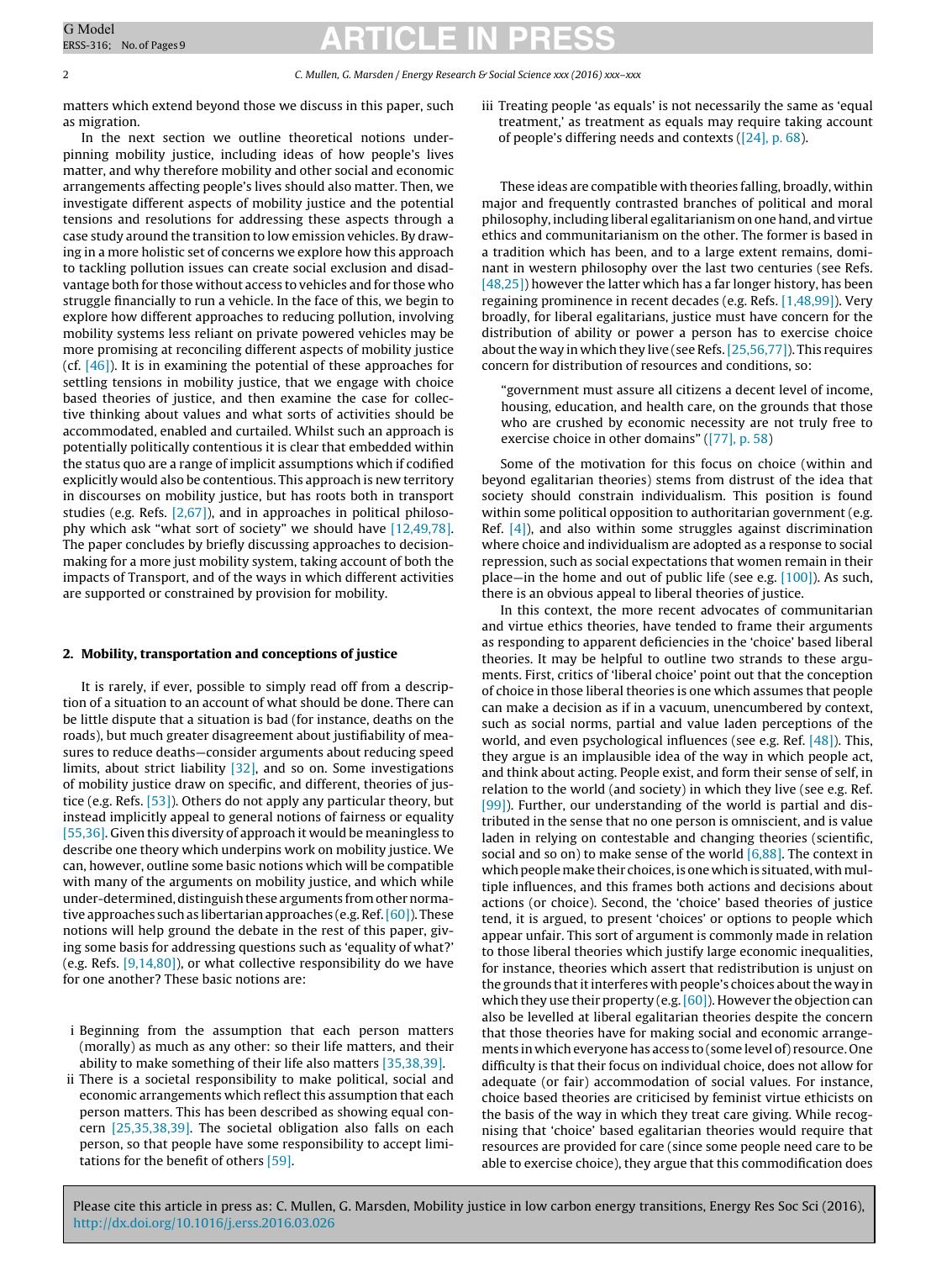matters which extend beyond those we discuss in this paper, such as migration.

In the next section we outline theoretical notions underpinning mobility justice, including ideas of how people's lives matter, and why therefore mobility and other social and economic arrangements affecting people's lives should also matter. Then, we investigate different aspects of mobility justice and the potential tensions and resolutions for addressing these aspects through a case study around the transition to low emission vehicles. By drawing in a more holistic set of concerns we explore how this approach to tackling pollution issues can create social exclusion and disadvantage both for those without access to vehicles and for those who struggle financially to run a vehicle. In the face of this, we begin to explore how different approaches to reducing pollution, involving mobility systems less reliant on private powered vehicles may be more promising at reconciling different aspects of mobility justice (cf. [46]). It is in examining the potential of these approaches for settling tensions in mobility justice, that we engage with choice based theories of justice, and then examine the case for collective thinking about values and what sorts of activities should be accommodated, enabled and curtailed. Whilst such an approach is potentially politically contentious it is clear that embedded within the status quo are a range of implicit assumptions which if codified explicitly would also be contentious. This approach is new territory in discourses on mobility justice, but has roots both in transport studies (e.g. Refs. [2,67]), and in approaches in political philosophy which ask "what sort of society" we should have [12,49,78]. The paper concludes by briefly discussing approaches to decision-making for a more just mobility system, taking account of both the impacts of Transport, and of the ways in which different activities are supported or constrained by provision for mobility.

## 2. Mobility, transportation and conceptions of justice

It is rarely, if ever, possible to simply read off from a description of a situation to an account of what should be done. There can be little dispute that a situation is bad (for instance, deaths on the roads), but much greater disagreement about justifiability of measures to reduce deaths—consider arguments about reducing speed limits, about strict liability [32], and so on. Some investigations of mobility justice draw on specific, and different, theories of justice (e.g. Refs. [53]). Others do not apply any particular theory, but instead implicitly appeal to general notions of fairness or equality [55,36]. Given this diversity of approach it would be meaningless to describe one theory which underpins work on mobility justice. We can, however, outline some basic notions which will be compatible with many of the arguments on mobility justice, and which while under-determined, distinguish these arguments from other normative approaches such as libertarian approaches (e.g. Ref. [60]). These notions will help ground the debate in the rest of this paper, giving some basis for addressing questions such as 'equality of what?' (e.g. Refs. [9,14,80]), or what collective responsibility do we have for one another? These basic notions are:

i Beginning from the assumption that each person matters (morally) as much as any other: so their life matters, and their ability to make something of their life also matters [35,38,39].
ii There is a societal responsibility to make political, social and economic arrangements which reflect this assumption that each person matters. This has been described as showing equal concern [25,35,38,39]. The societal obligation also falls on each person, so that people have some responsibility to accept limitations for the benefit of others [59].
iii Treating people 'as equals' is not necessarily the same as 'equal treatment,' as treatment as equals may require taking account of people's differing needs and contexts ([24], p. 68).

These ideas are compatible with theories falling, broadly, within major and frequently contrasted branches of political and moral philosophy, including liberal egalitarianism on one hand, and virtue ethics and communitarianism on the other. The former is based in a tradition which has been, and to a large extent remains, dominant in western philosophy over the last two centuries (see Refs. [48,25]) however the latter which has a far longer history, has been regaining prominence in recent decades (e.g. Refs. [1,48,99]). Very broadly, for liberal egalitarians, justice must have concern for the distribution of ability or power a person has to exercise choice about the way in which they live (see Refs. [25,56,77]). This requires concern for distribution of resources and conditions, so:

> "government must assure all citizens a decent level of income, housing, education, and health care, on the grounds that those who are crushed by economic necessity are not truly free to exercise choice in other domains" ([77], p. 58)

Some of the motivation for this focus on choice (within and beyond egalitarian theories) stems from distrust of the idea that society should constrain individualism. This position is found within some political opposition to authoritarian government (e.g. Ref. [4]), and also within some struggles against discrimination where choice and individualism are adopted as a response to social repression, such as social expectations that women remain in their place—in the home and out of public life (see e.g. [100]). As such, there is an obvious appeal to liberal theories of justice.

In this context, the more recent advocates of communitarian and virtue ethics theories, have tended to frame their arguments as responding to apparent deficiencies in the 'choice' based liberal theories. It may be helpful to outline two strands to these arguments. First, critics of 'liberal choice' point out that the conception of choice in those liberal theories is one which assumes that people can make a decision as if in a vacuum, unencumbered by context, such as social norms, partial and value laden perceptions of the world, and even psychological influences (see e.g. Ref. [48]). This, they argue is an implausible idea of the way in which people act, and think about acting. People exist, and form their sense of self, in relation to the world (and society) in which they live (see e.g. Ref. [99]). Further, our understanding of the world is partial and distributed in the sense that no one person is omniscient, and is value laden in relying on contestable and changing theories (scientific, social and so on) to make sense of the world [6,88]. The context in which people make their choices, is one which is situated, with multiple influences, and this frames both actions and decisions about actions (or choice). Second, the 'choice' based theories of justice tend, it is argued, to present 'choices' or options to people which appear unfair. This sort of argument is commonly made in relation to those liberal theories which justify large economic inequalities, for instance, theories which assert that redistribution is unjust on the grounds that it interferes with people's choices about the way in which they use their property (e.g. [60]). However the objection can also be levelled at liberal egalitarian theories despite the concern that those theories have for making social and economic arrangements in which everyone has access to (some level of) resource. One difficulty is that their focus on individual choice, does not allow for adequate (or fair) accommodation of social values. For instance, choice based theories are criticised by feminist virtue ethicists on the basis of the way in which they treat care giving. While recognising that 'choice' based egalitarian theories would require that resources are provided for care (since some people need care to be able to exercise choice), they argue that this commodification does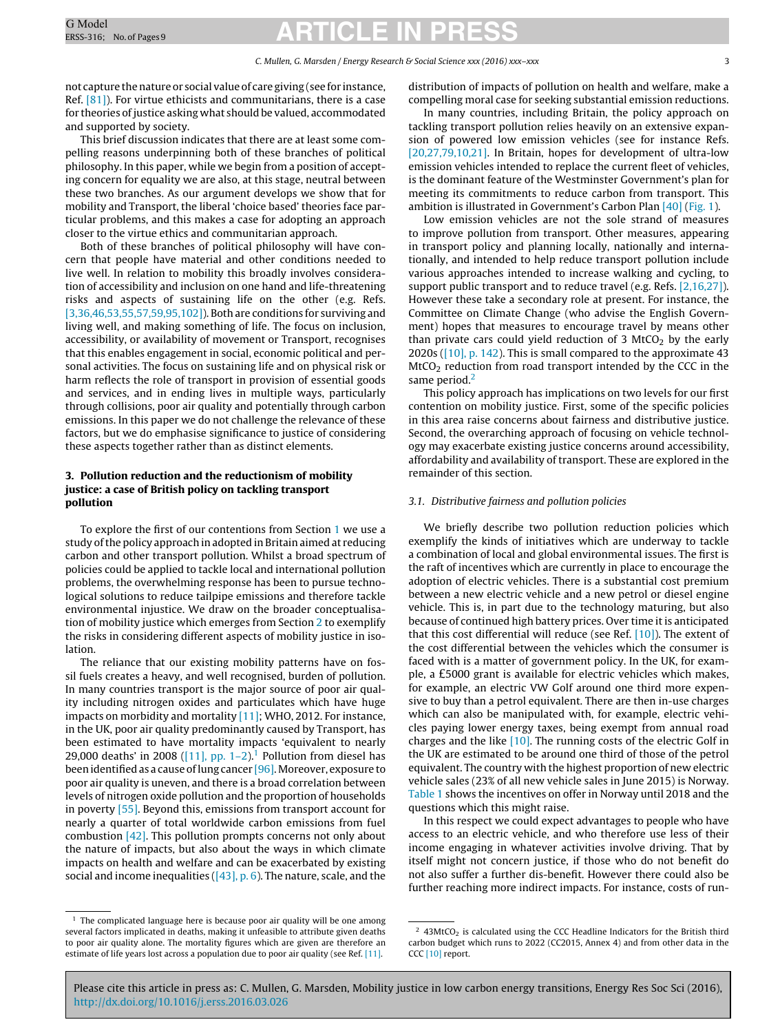not capture the nature or social value of care giving (see for instance, Ref. [81]). For virtue ethicists and communitarians, there is a case for theories of justice asking what should be valued, accommodated and supported by society.

This brief discussion indicates that there are at least some compelling reasons underpinning both of these branches of political philosophy. In this paper, while we begin from a position of accepting concern for equality we are also, at this stage, neutral between these two branches. As our argument develops we show that for mobility and Transport, the liberal 'choice based' theories face particular problems, and this makes a case for adopting an approach closer to the virtue ethics and communitarian approach.

Both of these branches of political philosophy will have concern that people have material and other conditions needed to live well. In relation to mobility this broadly involves consideration of accessibility and inclusion on one hand and life-threatening risks and aspects of sustaining life on the other (e.g. Refs. [3,36,46,53,55,57,59,95,102]). Both are conditions for surviving and living well, and making something of life. The focus on inclusion, accessibility, or availability of movement or Transport, recognises that this enables engagement in social, economic political and personal activities. The focus on sustaining life and on physical risk or harm reflects the role of transport in provision of essential goods and services, and in ending lives in multiple ways, particularly through collisions, poor air quality and potentially through carbon emissions. In this paper we do not challenge the relevance of these factors, but we do emphasise significance to justice of considering these aspects together rather than as distinct elements.

## 3. Pollution reduction and the reductionism of mobility justice: a case of British policy on tackling transport pollution

To explore the first of our contentions from Section 1 we use a study of the policy approach in adopted in Britain aimed at reducing carbon and other transport pollution. Whilst a broad spectrum of policies could be applied to tackle local and international pollution problems, the overwhelming response has been to pursue technological solutions to reduce tailpipe emissions and therefore tackle environmental injustice. We draw on the broader conceptualisation of mobility justice which emerges from Section 2 to exemplify the risks in considering different aspects of mobility justice in isolation.

The reliance that our existing mobility patterns have on fossil fuels creates a heavy, and well recognised, burden of pollution. In many countries transport is the major source of poor air quality including nitrogen oxides and particulates which have huge impacts on morbidity and mortality [11]; WHO, 2012. For instance, in the UK, poor air quality predominantly caused by Transport, has been estimated to have mortality impacts 'equivalent to nearly 29,000 deaths' in 2008 ([11], pp. 1–2).[1] Pollution from diesel has been identified as a cause of lung cancer [96]. Moreover, exposure to poor air quality is uneven, and there is a broad correlation between levels of nitrogen oxide pollution and the proportion of households in poverty [55]. Beyond this, emissions from transport account for nearly a quarter of total worldwide carbon emissions from fuel combustion [42]. This pollution prompts concerns not only about the nature of impacts, but also about the ways in which climate impacts on health and welfare and can be exacerbated by existing social and income inequalities ([43], p. 6). The nature, scale, and the distribution of impacts of pollution on health and welfare, make a compelling moral case for seeking substantial emission reductions.

In many countries, including Britain, the policy approach on tackling transport pollution relies heavily on an extensive expansion of powered low emission vehicles (see for instance Refs. [20,27,79,10,21]. In Britain, hopes for development of ultra-low emission vehicles intended to replace the current fleet of vehicles, is the dominant feature of the Westminster Government's plan for meeting its commitments to reduce carbon from transport. This ambition is illustrated in Government's Carbon Plan [40] (Fig. 1).

Low emission vehicles are not the sole strand of measures to improve pollution from transport. Other measures, appearing in transport policy and planning locally, nationally and internationally, and intended to help reduce transport pollution include various approaches intended to increase walking and cycling, to support public transport and to reduce travel (e.g. Refs. [2,16,27]). However these take a secondary role at present. For instance, the Committee on Climate Change (who advise the English Government) hopes that measures to encourage travel by means other than private cars could yield reduction of 3 $MtCO_2$ by the early 2020s ([10], p. 142). This is small compared to the approximate 43 $MtCO_2$ reduction from road transport intended by the CCC in the same period.[2]

This policy approach has implications on two levels for our first contention on mobility justice. First, some of the specific policies in this area raise concerns about fairness and distributive justice. Second, the overarching approach of focusing on vehicle technology may exacerbate existing justice concerns around accessibility, affordability and availability of transport. These are explored in the remainder of this section.

### 3.1. Distributive fairness and pollution policies

We briefly describe two pollution reduction policies which exemplify the kinds of initiatives which are underway to tackle a combination of local and global environmental issues. The first is the raft of incentives which are currently in place to encourage the adoption of electric vehicles. There is a substantial cost premium between a new electric vehicle and a new petrol or diesel engine vehicle. This is, in part due to the technology maturing, but also because of continued high battery prices. Over time it is anticipated that this cost differential will reduce (see Ref. [10]). The extent of the cost differential between the vehicles which the consumer is faced with is a matter of government policy. In the UK, for example, a £5000 grant is available for electric vehicles which makes, for example, an electric VW Golf around one third more expensive to buy than a petrol equivalent. There are then in-use charges which can also be manipulated with, for example, electric vehicles paying lower energy taxes, being exempt from annual road charges and the like [10]. The running costs of the electric Golf in the UK are estimated to be around one third of those of the petrol equivalent. The country with the highest proportion of new electric vehicle sales (23% of all new vehicle sales in June 2015) is Norway. Table 1 shows the incentives on offer in Norway until 2018 and the questions which this might raise.

In this respect we could expect advantages to people who have access to an electric vehicle, and who therefore use less of their income engaging in whatever activities involve driving. That by itself might not concern justice, if those who do not benefit do not also suffer a further dis-benefit. However there could also be further reaching more indirect impacts. For instance, costs of run-

[1] The complicated language here is because poor air quality will be one among several factors implicated in deaths, making it unfeasible to attribute given deaths to poor air quality alone. The mortality figures which are given are therefore an estimate of life years lost across a population due to poor air quality (see Ref. [11].

[2] 43$MtCO_2$ is calculated using the CCC Headline Indicators for the British third carbon budget which runs to 2022 (CC2015, Annex 4) and from other data in the CCC [10] report.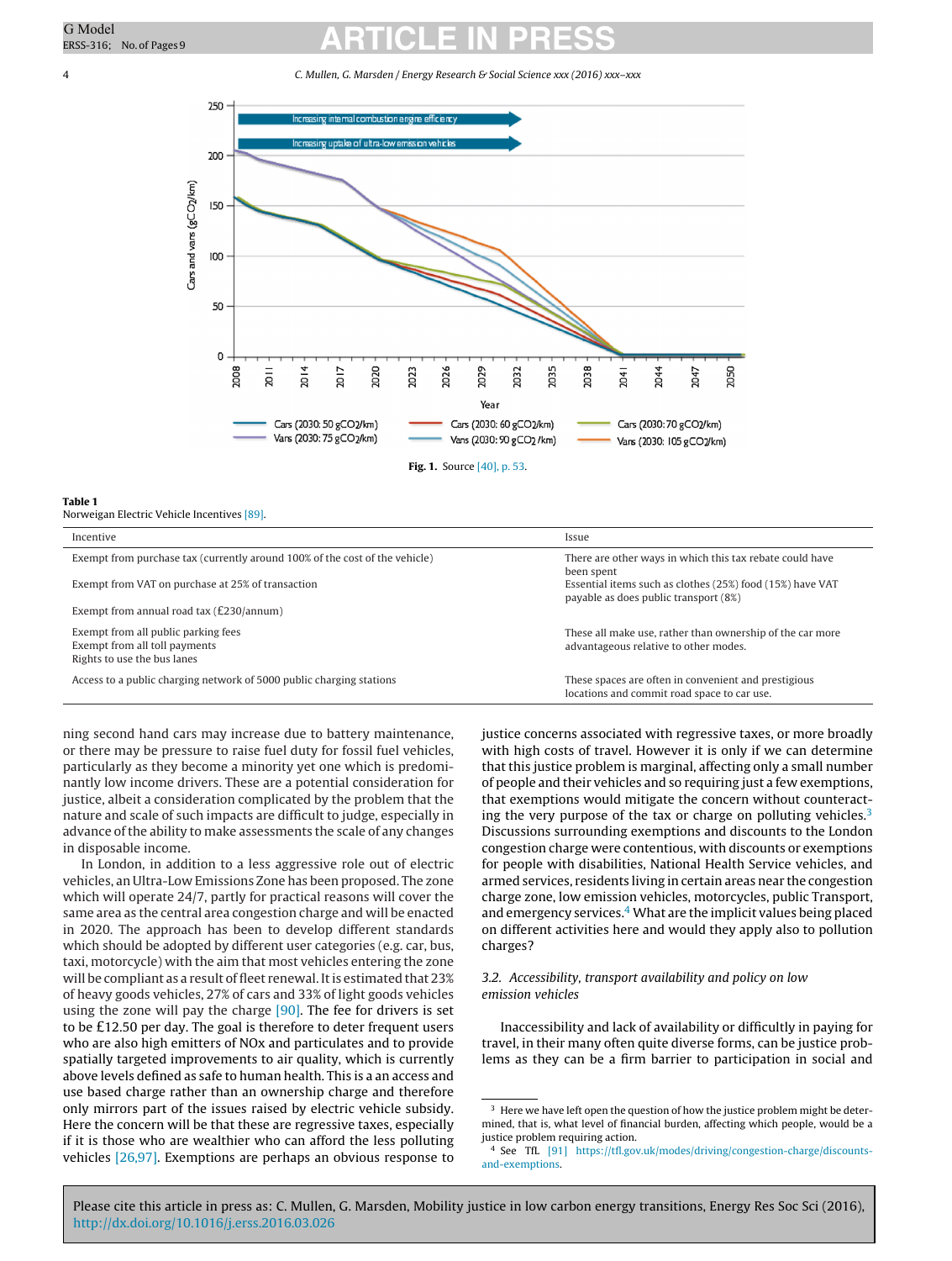Fig. 1. Source [40], p. 53.

**Table 1**
Norweigan Electric Vehicle Incentives [89].

| Incentive | Issue |
|---|---|
| Exempt from purchase tax (currently around 100% of the cost of the vehicle) | There are other ways in which this tax rebate could have been spent |
| Exempt from VAT on purchase at 25% of transaction | Essential items such as clothes (25%) food (15%) have VAT payable as does public transport (8%) |
| Exempt from annual road tax (£230/annum) | |
| Exempt from all public parking fees<br>Exempt from all toll payments<br>Rights to use the bus lanes | These all make use, rather than ownership of the car more advantageous relative to other modes. |
| Access to a public charging network of 5000 public charging stations | These spaces are often in convenient and prestigious locations and commit road space to car use. |

ning second hand cars may increase due to battery maintenance, or there may be pressure to raise fuel duty for fossil fuel vehicles, particularly as they become a minority yet one which is predominantly low income drivers. These are a potential consideration for justice, albeit a consideration complicated by the problem that the nature and scale of such impacts are difficult to judge, especially in advance of the ability to make assessments the scale of any changes in disposable income.

In London, in addition to a less aggressive role out of electric vehicles, an Ultra-Low Emissions Zone has been proposed. The zone which will operate 24/7, partly for practical reasons will cover the same area as the central area congestion charge and will be enacted in 2020. The approach has been to develop different standards which should be adopted by different user categories (e.g. car, bus, taxi, motorcycle) with the aim that most vehicles entering the zone will be compliant as a result of fleet renewal. It is estimated that 23% of heavy goods vehicles, 27% of cars and 33% of light goods vehicles using the zone will pay the charge [90]. The fee for drivers is set to be £12.50 per day. The goal is therefore to deter frequent users who are also high emitters of NOx and particulates and to provide spatially targeted improvements to air quality, which is currently above levels defined as safe to human health. This is a an access and use based charge rather than an ownership charge and therefore only mirrors part of the issues raised by electric vehicle subsidy. Here the concern will be that these are regressive taxes, especially if it is those who are wealthier who can afford the less polluting vehicles [26,97]. Exemptions are perhaps an obvious response to justice concerns associated with regressive taxes, or more broadly with high costs of travel. However it is only if we can determine that this justice problem is marginal, affecting only a small number of people and their vehicles and so requiring just a few exemptions, that exemptions would mitigate the concern without counteracting the very purpose of the tax or charge on polluting vehicles.[3] Discussions surrounding exemptions and discounts to the London congestion charge were contentious, with discounts or exemptions for people with disabilities, National Health Service vehicles, and armed services, residents living in certain areas near the congestion charge zone, low emission vehicles, motorcycles, public Transport, and emergency services.[4] What are the implicit values being placed on different activities here and would they apply also to pollution charges?

### 3.2. Accessibility, transport availability and policy on low emission vehicles

Inaccessibility and lack of availability or difficultly in paying for travel, in their many often quite diverse forms, can be justice problems as they can be a firm barrier to participation in social and

[3] Here we have left open the question of how the justice problem might be determined, that is, what level of financial burden, affecting which people, would be a justice problem requiring action.

[4] See TfL [91] https://tfl.gov.uk/modes/driving/congestion-charge/discounts-and-exemptions.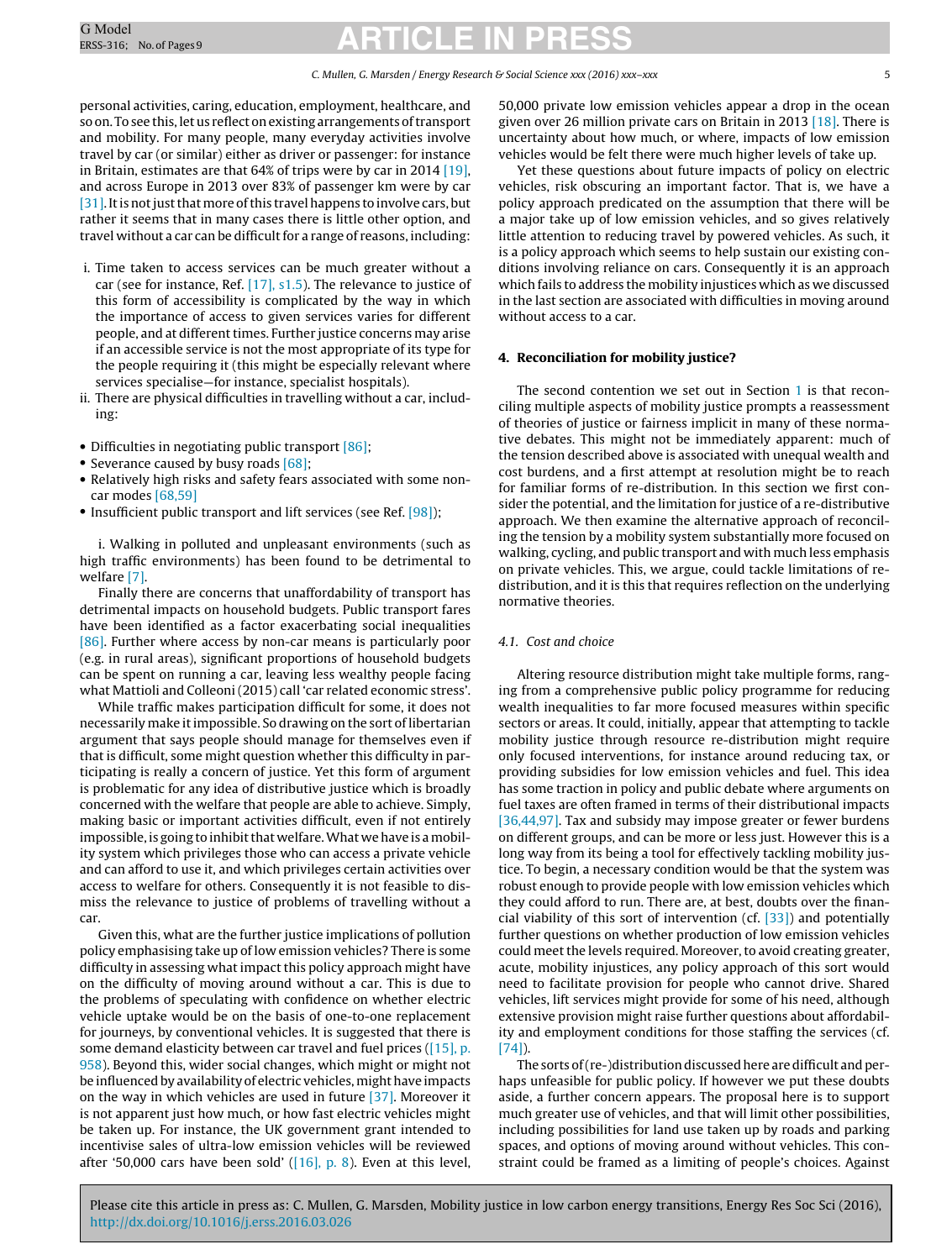personal activities, caring, education, employment, healthcare, and so on. To see this, let us reflect on existing arrangements of transport and mobility. For many people, many everyday activities involve travel by car (or similar) either as driver or passenger: for instance in Britain, estimates are that 64% of trips were by car in 2014 [19], and across Europe in 2013 over 83% of passenger km were by car [31]. It is not just that more of this travel happens to involve cars, but rather it seems that in many cases there is little other option, and travel without a car can be difficult for a range of reasons, including:

i. Time taken to access services can be much greater without a car (see for instance, Ref. [17], s1.5). The relevance to justice of this form of accessibility is complicated by the way in which the importance of access to given services varies for different people, and at different times. Further justice concerns may arise if an accessible service is not the most appropriate of its type for the people requiring it (this might be especially relevant where services specialise—for instance, specialist hospitals).
ii. There are physical difficulties in travelling without a car, including:

- Difficulties in negotiating public transport [86];
- Severance caused by busy roads [68];
- Relatively high risks and safety fears associated with some non-car modes [68,59]
- Insufficient public transport and lift services (see Ref. [98]);

i. Walking in polluted and unpleasant environments (such as high traffic environments) has been found to be detrimental to welfare [7].

Finally there are concerns that unaffordability of transport has detrimental impacts on household budgets. Public transport fares have been identified as a factor exacerbating social inequalities [86]. Further where access by non-car means is particularly poor (e.g. in rural areas), significant proportions of household budgets can be spent on running a car, leaving less wealthy people facing what Mattioli and Colleoni (2015) call 'car related economic stress'.

While traffic makes participation difficult for some, it does not necessarily make it impossible. So drawing on the sort of libertarian argument that says people should manage for themselves even if that is difficult, some might question whether this difficulty in participating is really a concern of justice. Yet this form of argument is problematic for any idea of distributive justice which is broadly concerned with the welfare that people are able to achieve. Simply, making basic or important activities difficult, even if not entirely impossible, is going to inhibit that welfare. What we have is a mobility system which privileges those who can access a private vehicle and can afford to use it, and which privileges certain activities over access to welfare for others. Consequently it is not feasible to dismiss the relevance to justice of problems of travelling without a car.

Given this, what are the further justice implications of pollution policy emphasising take up of low emission vehicles? There is some difficulty in assessing what impact this policy approach might have on the difficulty of moving around without a car. This is due to the problems of speculating with confidence on whether electric vehicle uptake would be on the basis of one-to-one replacement for journeys, by conventional vehicles. It is suggested that there is some demand elasticity between car travel and fuel prices ([15], p. 958). Beyond this, wider social changes, which might or might not be influenced by availability of electric vehicles, might have impacts on the way in which vehicles are used in future [37]. Moreover it is not apparent just how much, or how fast electric vehicles might be taken up. For instance, the UK government grant intended to incentivise sales of ultra-low emission vehicles will be reviewed after '50,000 cars have been sold' ([16], p. 8). Even at this level, 50,000 private low emission vehicles appear a drop in the ocean given over 26 million private cars on Britain in 2013 [18]. There is uncertainty about how much, or where, impacts of low emission vehicles would be felt there were much higher levels of take up.

Yet these questions about future impacts of policy on electric vehicles, risk obscuring an important factor. That is, we have a policy approach predicated on the assumption that there will be a major take up of low emission vehicles, and so gives relatively little attention to reducing travel by powered vehicles. As such, it is a policy approach which seems to help sustain our existing conditions involving reliance on cars. Consequently it is an approach which fails to address the mobility injustices which as we discussed in the last section are associated with difficulties in moving around without access to a car.

## 4. Reconciliation for mobility justice?

The second contention we set out in Section 1 is that reconciling multiple aspects of mobility justice prompts a reassessment of theories of justice or fairness implicit in many of these normative debates. This might not be immediately apparent: much of the tension described above is associated with unequal wealth and cost burdens, and a first attempt at resolution might be to reach for familiar forms of re-distribution. In this section we first consider the potential, and the limitation for justice of a re-distributive approach. We then examine the alternative approach of reconciling the tension by a mobility system substantially more focused on walking, cycling, and public transport and with much less emphasis on private vehicles. This, we argue, could tackle limitations of re-distribution, and it is this that requires reflection on the underlying normative theories.

### 4.1. Cost and choice

Altering resource distribution might take multiple forms, ranging from a comprehensive public policy programme for reducing wealth inequalities to far more focused measures within specific sectors or areas. It could, initially, appear that attempting to tackle mobility justice through resource re-distribution might require only focused interventions, for instance around reducing tax, or providing subsidies for low emission vehicles and fuel. This idea has some traction in policy and public debate where arguments on fuel taxes are often framed in terms of their distributional impacts [36,44,97]. Tax and subsidy may impose greater or fewer burdens on different groups, and can be more or less just. However this is a long way from its being a tool for effectively tackling mobility justice. To begin, a necessary condition would be that the system was robust enough to provide people with low emission vehicles which they could afford to run. There are, at best, doubts over the financial viability of this sort of intervention (cf. [33]) and potentially further questions on whether production of low emission vehicles could meet the levels required. Moreover, to avoid creating greater, acute, mobility injustices, any policy approach of this sort would need to facilitate provision for people who cannot drive. Shared vehicles, lift services might provide for some of his need, although extensive provision might raise further questions about affordability and employment conditions for those staffing the services (cf. [74]).

The sorts of (re-)distribution discussed here are difficult and perhaps unfeasible for public policy. If however we put these doubts aside, a further concern appears. The proposal here is to support much greater use of vehicles, and that will limit other possibilities, including possibilities for land use taken up by roads and parking spaces, and options of moving around without vehicles. This constraint could be framed as a limiting of people's choices. Against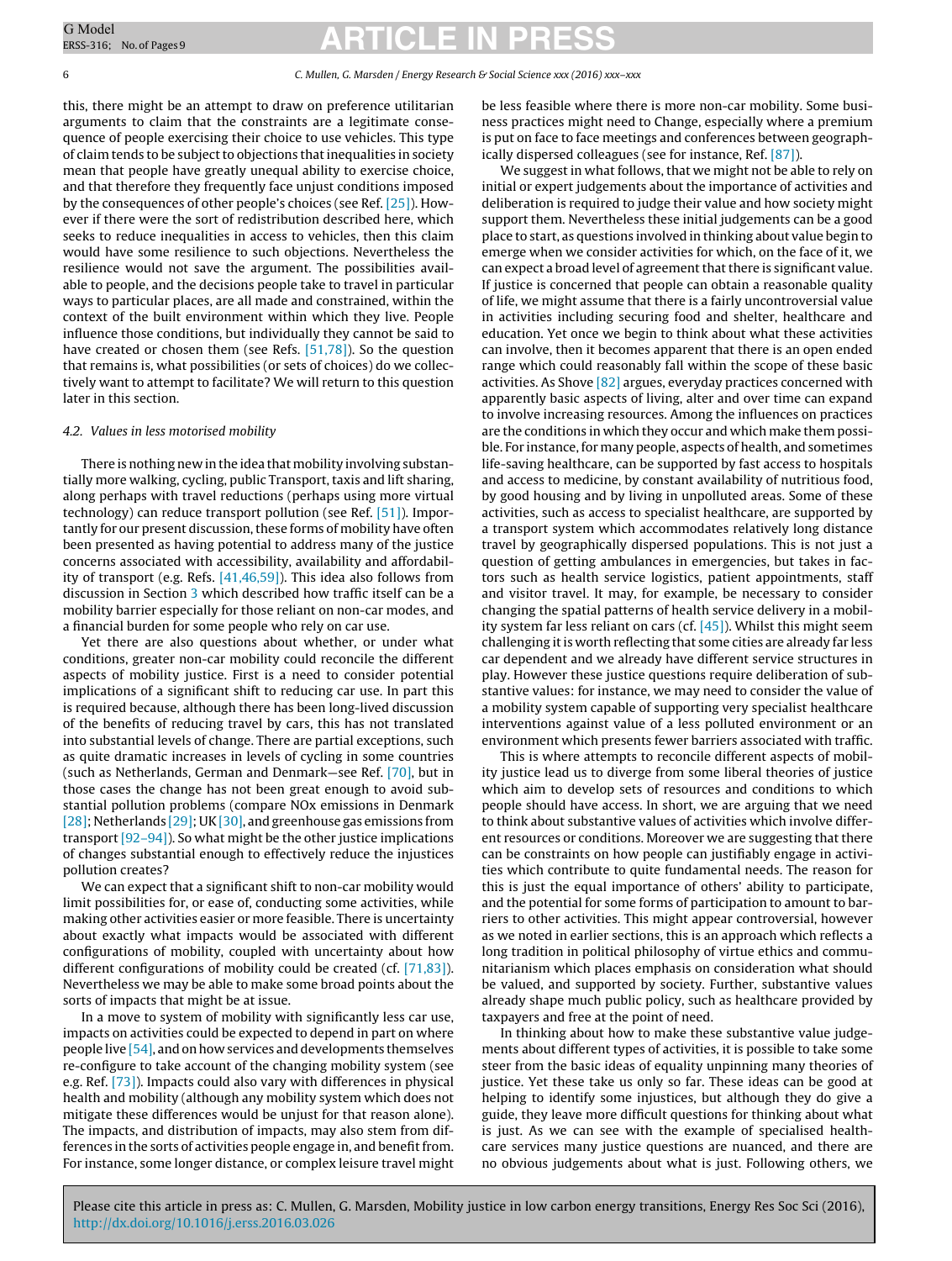this, there might be an attempt to draw on preference utilitarian arguments to claim that the constraints are a legitimate consequence of people exercising their choice to use vehicles. This type of claim tends to be subject to objections that inequalities in society mean that people have greatly unequal ability to exercise choice, and that therefore they frequently face unjust conditions imposed by the consequences of other people's choices (see Ref. [25]). However if there were the sort of redistribution described here, which seeks to reduce inequalities in access to vehicles, then this claim would have some resilience to such objections. Nevertheless the resilience would not save the argument. The possibilities available to people, and the decisions people take to travel in particular ways to particular places, are all made and constrained, within the context of the built environment within which they live. People influence those conditions, but individually they cannot be said to have created or chosen them (see Refs. [51,78]). So the question that remains is, what possibilities (or sets of choices) do we collectively want to attempt to facilitate? We will return to this question later in this section.

### 4.2. Values in less motorised mobility

There is nothing new in the idea that mobility involving substantially more walking, cycling, public Transport, taxis and lift sharing, along perhaps with travel reductions (perhaps using more virtual technology) can reduce transport pollution (see Ref. [51]). Importantly for our present discussion, these forms of mobility have often been presented as having potential to address many of the justice concerns associated with accessibility, availability and affordability of transport (e.g. Refs. [41,46,59]). This idea also follows from discussion in Section 3 which described how traffic itself can be a mobility barrier especially for those reliant on non-car modes, and a financial burden for some people who rely on car use.

Yet there are also questions about whether, or under what conditions, greater non-car mobility could reconcile the different aspects of mobility justice. First is a need to consider potential implications of a significant shift to reducing car use. In part this is required because, although there has been long-lived discussion of the benefits of reducing travel by cars, this has not translated into substantial levels of change. There are partial exceptions, such as quite dramatic increases in levels of cycling in some countries (such as Netherlands, German and Denmark—see Ref. [70], but in those cases the change has not been great enough to avoid substantial pollution problems (compare NOx emissions in Denmark [28]; Netherlands [29]; UK [30], and greenhouse gas emissions from transport [92–94]). So what might be the other justice implications of changes substantial enough to effectively reduce the injustices pollution creates?

We can expect that a significant shift to non-car mobility would limit possibilities for, or ease of, conducting some activities, while making other activities easier or more feasible. There is uncertainty about exactly what impacts would be associated with different configurations of mobility, coupled with uncertainty about how different configurations of mobility could be created (cf. [71,83]). Nevertheless we may be able to make some broad points about the sorts of impacts that might be at issue.

In a move to system of mobility with significantly less car use, impacts on activities could be expected to depend in part on where people live [54], and on how services and developments themselves re-configure to take account of the changing mobility system (see e.g. Ref. [73]). Impacts could also vary with differences in physical health and mobility (although any mobility system which does not mitigate these differences would be unjust for that reason alone). The impacts, and distribution of impacts, may also stem from differences in the sorts of activities people engage in, and benefit from. For instance, some longer distance, or complex leisure travel might be less feasible where there is more non-car mobility. Some business practices might need to Change, especially where a premium is put on face to face meetings and conferences between geographically dispersed colleagues (see for instance, Ref. [87]).

We suggest in what follows, that we might not be able to rely on initial or expert judgements about the importance of activities and deliberation is required to judge their value and how society might support them. Nevertheless these initial judgements can be a good place to start, as questions involved in thinking about value begin to emerge when we consider activities for which, on the face of it, we can expect a broad level of agreement that there is significant value. If justice is concerned that people can obtain a reasonable quality of life, we might assume that there is a fairly uncontroversial value in activities including securing food and shelter, healthcare and education. Yet once we begin to think about what these activities can involve, then it becomes apparent that there is an open ended range which could reasonably fall within the scope of these basic activities. As Shove [82] argues, everyday practices concerned with apparently basic aspects of living, alter and over time can expand to involve increasing resources. Among the influences on practices are the conditions in which they occur and which make them possible. For instance, for many people, aspects of health, and sometimes life-saving healthcare, can be supported by fast access to hospitals and access to medicine, by constant availability of nutritious food, by good housing and by living in unpolluted areas. Some of these activities, such as access to specialist healthcare, are supported by a transport system which accommodates relatively long distance travel by geographically dispersed populations. This is not just a question of getting ambulances in emergencies, but takes in factors such as health service logistics, patient appointments, staff and visitor travel. It may, for example, be necessary to consider changing the spatial patterns of health service delivery in a mobility system far less reliant on cars (cf. [45]). Whilst this might seem challenging it is worth reflecting that some cities are already far less car dependent and we already have different service structures in play. However these justice questions require deliberation of substantive values: for instance, we may need to consider the value of a mobility system capable of supporting very specialist healthcare interventions against value of a less polluted environment or an environment which presents fewer barriers associated with traffic.

This is where attempts to reconcile different aspects of mobility justice lead us to diverge from some liberal theories of justice which aim to develop sets of resources and conditions to which people should have access. In short, we are arguing that we need to think about substantive values of activities which involve different resources or conditions. Moreover we are suggesting that there can be constraints on how people can justifiably engage in activities which contribute to quite fundamental needs. The reason for this is just the equal importance of others' ability to participate, and the potential for some forms of participation to amount to barriers to other activities. This might appear controversial, however as we noted in earlier sections, this is an approach which reflects a long tradition in political philosophy of virtue ethics and communitarianism which places emphasis on consideration what should be valued, and supported by society. Further, substantive values already shape much public policy, such as healthcare provided by taxpayers and free at the point of need.

In thinking about how to make these substantive value judgements about different types of activities, it is possible to take some steer from the basic ideas of equality unpinning many theories of justice. Yet these take us only so far. These ideas can be good at helping to identify some injustices, but although they do give a guide, they leave more difficult questions for thinking about what is just. As we can see with the example of specialised healthcare services many justice questions are nuanced, and there are no obvious judgements about what is just. Following others, we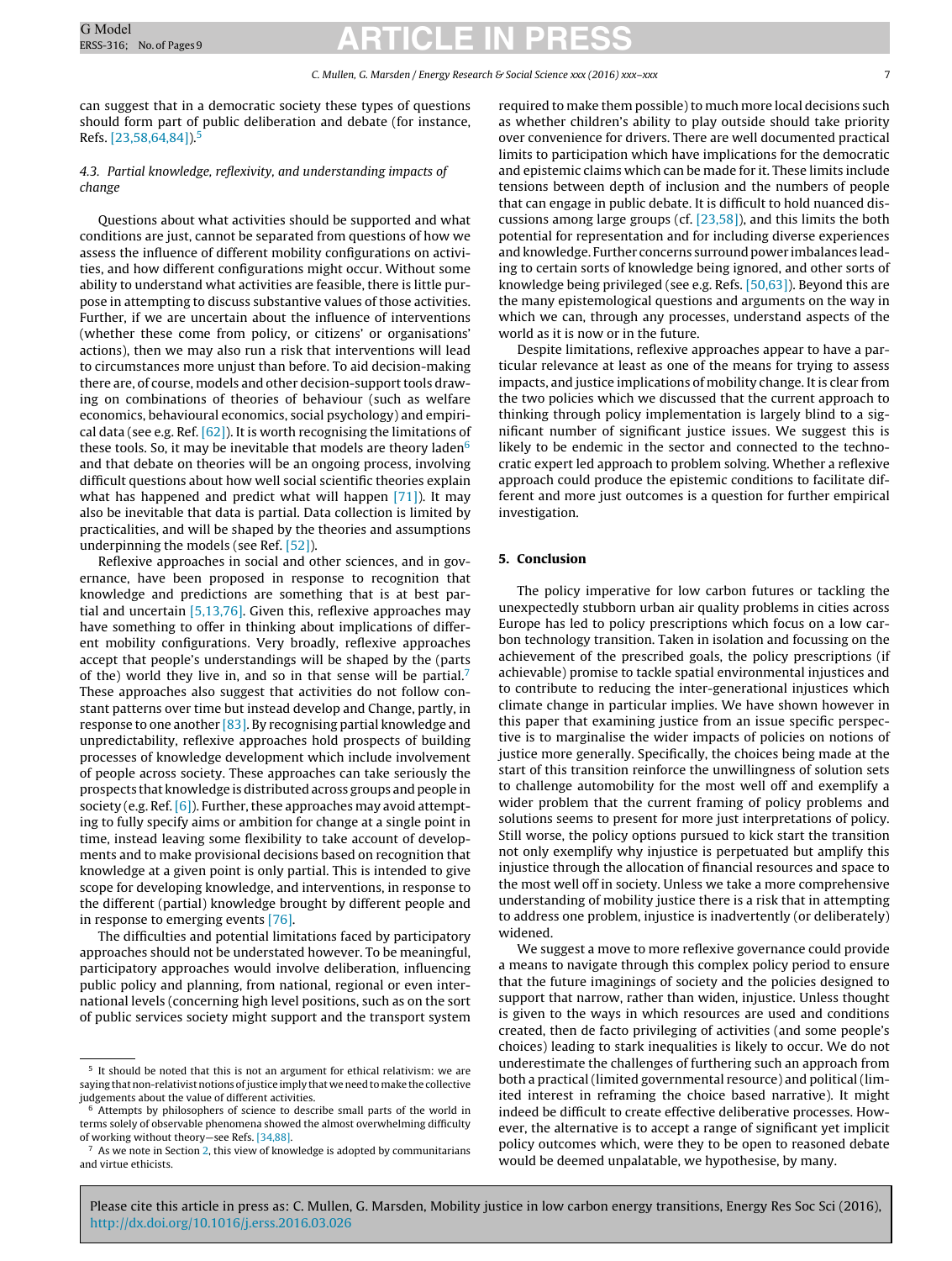can suggest that in a democratic society these types of questions should form part of public deliberation and debate (for instance, Refs. [23,58,64,84]).[5]

### 4.3. Partial knowledge, reflexivity, and understanding impacts of change

Questions about what activities should be supported and what conditions are just, cannot be separated from questions of how we assess the influence of different mobility configurations on activities, and how different configurations might occur. Without some ability to understand what activities are feasible, there is little purpose in attempting to discuss substantive values of those activities. Further, if we are uncertain about the influence of interventions (whether these come from policy, or citizens' or organisations' actions), then we may also run a risk that interventions will lead to circumstances more unjust than before. To aid decision-making there are, of course, models and other decision-support tools drawing on combinations of theories of behaviour (such as welfare economics, behavioural economics, social psychology) and empirical data (see e.g. Ref. [62]). It is worth recognising the limitations of these tools. So, it may be inevitable that models are theory laden[6] and that debate on theories will be an ongoing process, involving difficult questions about how well social scientific theories explain what has happened and predict what will happen [71]). It may also be inevitable that data is partial. Data collection is limited by practicalities, and will be shaped by the theories and assumptions underpinning the models (see Ref. [52]).

Reflexive approaches in social and other sciences, and in governance, have been proposed in response to recognition that knowledge and predictions are something that is at best partial and uncertain [5,13,76]. Given this, reflexive approaches may have something to offer in thinking about implications of different mobility configurations. Very broadly, reflexive approaches accept that people's understandings will be shaped by the (parts of the) world they live in, and so in that sense will be partial.[7] These approaches also suggest that activities do not follow constant patterns over time but instead develop and Change, partly, in response to one another [83]. By recognising partial knowledge and unpredictability, reflexive approaches hold prospects of building processes of knowledge development which include involvement of people across society. These approaches can take seriously the prospects that knowledge is distributed across groups and people in society (e.g. Ref. [6]). Further, these approaches may avoid attempting to fully specify aims or ambition for change at a single point in time, instead leaving some flexibility to take account of developments and to make provisional decisions based on recognition that knowledge at a given point is only partial. This is intended to give scope for developing knowledge, and interventions, in response to the different (partial) knowledge brought by different people and in response to emerging events [76].

The difficulties and potential limitations faced by participatory approaches should not be understated however. To be meaningful, participatory approaches would involve deliberation, influencing public policy and planning, from national, regional or even international levels (concerning high level positions, such as on the sort of public services society might support and the transport system required to make them possible) to much more local decisions such as whether children's ability to play outside should take priority over convenience for drivers. There are well documented practical limits to participation which have implications for the democratic and epistemic claims which can be made for it. These limits include tensions between depth of inclusion and the numbers of people that can engage in public debate. It is difficult to hold nuanced discussions among large groups (cf. [23,58]), and this limits the both potential for representation and for including diverse experiences and knowledge. Further concerns surround power imbalances leading to certain sorts of knowledge being ignored, and other sorts of knowledge being privileged (see e.g. Refs. [50,63]). Beyond this are the many epistemological questions and arguments on the way in which we can, through any processes, understand aspects of the world as it is now or in the future.

Despite limitations, reflexive approaches appear to have a particular relevance at least as one of the means for trying to assess impacts, and justice implications of mobility change. It is clear from the two policies which we discussed that the current approach to thinking through policy implementation is largely blind to a significant number of significant justice issues. We suggest this is likely to be endemic in the sector and connected to the technocratic expert led approach to problem solving. Whether a reflexive approach could produce the epistemic conditions to facilitate different and more just outcomes is a question for further empirical investigation.

## 5. Conclusion

The policy imperative for low carbon futures or tackling the unexpectedly stubborn urban air quality problems in cities across Europe has led to policy prescriptions which focus on a low carbon technology transition. Taken in isolation and focussing on the achievement of the prescribed goals, the policy prescriptions (if achievable) promise to tackle spatial environmental injustices and to contribute to reducing the inter-generational injustices which climate change in particular implies. We have shown however in this paper that examining justice from an issue specific perspective is to marginalise the wider impacts of policies on notions of justice more generally. Specifically, the choices being made at the start of this transition reinforce the unwillingness of solution sets to challenge automobility for the most well off and exemplify a wider problem that the current framing of policy problems and solutions seems to present for more just interpretations of policy. Still worse, the policy options pursued to kick start the transition not only exemplify why injustice is perpetuated but amplify this injustice through the allocation of financial resources and space to the most well off in society. Unless we take a more comprehensive understanding of mobility justice there is a risk that in attempting to address one problem, injustice is inadvertently (or deliberately) widened.

We suggest a move to more reflexive governance could provide a means to navigate through this complex policy period to ensure that the future imaginings of society and the policies designed to support that narrow, rather than widen, injustice. Unless thought is given to the ways in which resources are used and conditions created, then de facto privileging of activities (and some people's choices) leading to stark inequalities is likely to occur. We do not underestimate the challenges of furthering such an approach from both a practical (limited governmental resource) and political (limited interest in reframing the choice based narrative). It might indeed be difficult to create effective deliberative processes. However, the alternative is to accept a range of significant yet implicit policy outcomes which, were they to be open to reasoned debate would be deemed unpalatable, we hypothesise, by many.

---

[5] It should be noted that this is not an argument for ethical relativism: we are saying that non-relativist notions of justice imply that we need to make the collective judgements about the value of different activities.

[6] Attempts by philosophers of science to describe small parts of the world in terms solely of observable phenomena showed the almost overwhelming difficulty of working without theory—see Refs. [34,88].

[7] As we note in Section 2, this view of knowledge is adopted by communitarians and virtue ethicists.

Please cite this article in press as: C. Mullen, G. Marsden, Mobility justice in low carbon energy transitions, Energy Res Soc Sci (2016), http://dx.doi.org/10.1016/j.erss.2016.03.026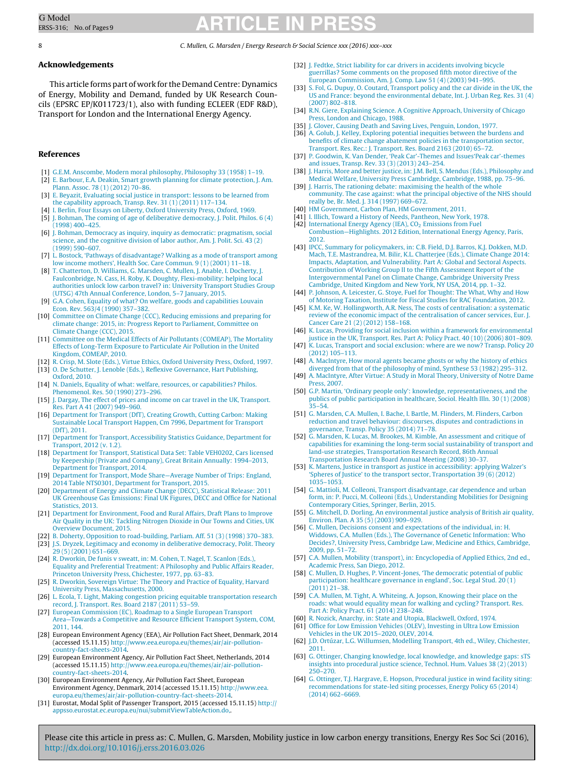## Acknowledgements

This article forms part of work for the Demand Centre: Dynamics of Energy, Mobility and Demand, funded by UK Research Councils (EPSRC EP/K011723/1), also with funding ECLEER (EDF R&D), Transport for London and the International Energy Agency.

## References

[1] G.E.M. Anscombe, Modern moral philosophy, Philosophy 33 (1958) 1–19.

[2] E. Barbour, E.A. Deakin, Smart growth planning for climate protection, J. Am. Plann. Assoc. 78 (1) (2012) 70–86.

[3] E. Beyazit, Evaluating social justice in transport: lessons to be learned from the capability approach, Transp. Rev. 31 (1) (2011) 117–134.

[4] I. Berlin, Four Essays on Liberty, Oxford University Press, Oxford, 1969.

[5] J. Bohman, The coming of age of deliberative democracy, J. Polit. Philos. 6 (4) (1998) 400–425.

[6] J. Bohman, Democracy as inquiry, inquiry as democratic: pragmatism, social science, and the cognitive division of labor author, Am. J. Polit. Sci. 43 (2) (1999) 590–607.

[7] L. Bostock, 'Pathways of disadvantage? Walking as a mode of transport among low income mothers', Health Soc. Care Commun. 9 (1) (2001) 11–18.

[8] T. Chatterton, D. Williams, G. Marsden, C. Mullen, J. Anable, I. Docherty, J. Faulconbridge, N. Cass, H. Roby, K. Doughty, Flexi-mobility: helping local authorities unlock low carbon travel? in: University Transport Studies Group (UTSG) 47th Annual Conference, London, 5–7 January, 2015.

[9] G.A. Cohen, Equality of what? On welfare, goods and capabilities Louvain Econ. Rev. 563/4 (1990) 357–382.

[10] Committee on Climate Change (CCC), Reducing emissions and preparing for climate change: 2015, in: Progress Report to Parliament, Committee on Climate Change (CCC), 2015.

[11] Committee on the Medical Effects of Air Pollutants (COMEAP), The Mortality Effects of Long-Term Exposure to Particulate Air Pollution in the United Kingdom, COMEAP, 2010.

[12] R. Crisp, M. Slote (Eds.), Virtue Ethics, Oxford University Press, Oxford, 1997.

[13] O. De Schutter, J. Lenoble (Eds.), Reflexive Governance, Hart Publishing, Oxford, 2010.

[14] N. Daniels, Equality of what: welfare, resources, or capabilities? Philos. Phenomenol. Res. 50 (1990) 273–296.

[15] J. Dargay, The effect of prices and income on car travel in the UK, Transport. Res. Part A 41 (2007) 949–960.

[16] Department for Transport (DfT), Creating Growth, Cutting Carbon: Making Sustainable Local Transport Happen, Cm 7996, Department for Transport (DfT), 2011.

[17] Department for Transport, Accessibility Statistics Guidance, Department for Transport, 2012 (v. 1.2).

[18] Department for Transport, Statistical Data Set: Table VEH0202, Cars licensed by Keepership (Private and Company), Great Britain Annually: 1994–2013, Department for Transport, 2014.

[19] Department for Transport, Mode Share—Average Number of Trips: England, 2014 Table NTS0301, Department for Transport, 2015.

[20] Department of Energy and Climate Change (DECC), Statistical Release: 2011 UK Greenhouse Gas Emissions: Final UK Figures, DECC and Office for National Statistics, 2013.

[21] Department for Environment, Food and Rural Affairs, Draft Plans to Improve Air Quality in the UK: Tackling Nitrogen Dioxide in Our Towns and Cities, UK Overview Document, 2015.

[22] B. Doherty, Opposition to road-building, Parliam. Aff. 51 (3) (1998) 370–383.

[23] J.S. Dryzek, Legitimacy and economy in deliberative democracy, Polit. Theory 29 (5) (2001) 651–669.

[24] R. Dworkin, De funis v sweatt, in: M. Cohen, T. Nagel, T. Scanlon (Eds.), Equality and Preferential Treatment: A Philosophy and Public Affairs Reader, Princeton University Press, Chichester, 1977, pp. 63–83.

[25] R. Dworkin, Sovereign Virtue: The Theory and Practice of Equality, Harvard University Press, Massachusetts, 2000.

[26] L. Ecola, T. Light, Making congestion pricing equitable transportation research record, J. Transport. Res. Board 2187 (2011) 53–59.

[27] European Commission (EC), Roadmap to a Single European Transport Area—Towards a Competitive and Resource Efficient Transport System, COM, 2011, 144.

[28] European Environment Agency (EEA), Air Pollution Fact Sheet, Denmark, 2014 (accessed 15.11.15) http://www.eea.europa.eu/themes/air/air-pollution-country-fact-sheets-2014.

[29] European Environment Agency, Air Pollution Fact Sheet, Netherlands, 2014 (accessed 15.11.15) http://www.eea.europa.eu/themes/air/air-pollution-country-fact-sheets-2014.

[30] European Environment Agency, Air Pollution Fact Sheet, European Environment Agency, Denmark, 2014 (accessed 15.11.15) http://www.eea.europa.eu/themes/air/air-pollution-country-fact-sheets-2014.

[31] Eurostat, Modal Split of Passenger Transport, 2015 (accessed 15.11.15) http://appsso.eurostat.ec.europa.eu/nui/submitViewTableAction.do,.

[32] J. Fedtke, Strict liability for car drivers in accidents involving bicycle guerrillas? Some comments on the proposed fifth motor directive of the European Commission, Am. J. Comp. Law 51 (4) (2003) 941–995.

[33] S. Fol, G. Dupuy, O. Coutard, Transport policy and the car divide in the UK, the US and France: beyond the environmental debate, Int. J. Urban Reg. Res. 31 (4) (2007) 802–818.

[34] R.N. Giere, Explaining Science. A Cognitive Approach, University of Chicago Press, London and Chicago, 1988.

[35] J. Glover, Causing Death and Saving Lives, Penguin, London, 1977.

[36] A. Golub, J. Kelley, Exploring potential inequities between the burdens and benefits of climate change abatement policies in the transportation sector, Transport. Res. Rec.: J. Transport. Res. Board 2163 (2010) 65–72.

[37] P. Goodwin, K. Van Dender, 'Peak Car'-Themes and Issues'Peak car'-themes and issues, Transp. Rev. 33 (3) (2013) 243–254.

[38] J. Harris, More and better justice, in: J.M. Bell, S. Mendus (Eds.), Philosophy and Medical Welfare, University Press Cambridge, Cambridge, 1988, pp. 75–96.

[39] J. Harris, The rationing debate: maximising the health of the whole community. The case against: what the principal objective of the NHS should really be, Br. Med. J. 314 (1997) 669–672.

[40] HM Government, Carbon Plan, HM Government, 2011.

[41] I. Illich, Toward a History of Needs, Pantheon, New York, 1978.

[42] International Energy Agency (IEA), $CO_2$ Emissions from Fuel Combustion—Highlights. 2012 Edition, International Energy Agency, Paris, 2012.

[43] IPCC, Summary for policymakers, in: C.B. Field, D.J. Barros, K.J. Dokken, M.D. Mach, T.E. Mastrandrea, M. Bilir, K.L. Chatterjee (Eds.), Climate Change 2014: Impacts, Adaptation, and Vulnerability. Part A: Global and Sectoral Aspects. Contribution of Working Group II to the Fifth Assessment Report of the Intergovernmental Panel on Climate Change, Cambridge University Press Cambridge, United Kingdom and New York, NY USA, 2014, pp. 1–32.

[44] P. Johnson, A. Leicester, G. Stoye, Fuel for Thought: The What, Why and How of Motoring Taxation, Institute for Fiscal Studies for RAC Foundation, 2012.

[45] K.M. Ke, W. Hollingworth, A.R. Ness, The costs of centralisation: a systematic review of the economic impact of the centralisation of cancer services, Eur. J. Cancer Care 21 (2) (2012) 158–168.

[46] K. Lucas, Providing for social inclusion within a framework for environmental justice in the UK, Transport. Res. Part A: Policy Pract. 40 (10) (2006) 801–809.

[47] K. Lucas, Transport and social exclusion: where are we now? Transp. Policy 20 (2012) 105–113.

[48] A. MacIntyre, How moral agents became ghosts or why the history of ethics diverged from that of the philosophy of mind, Synthese 53 (1982) 295–312.

[49] A. MacIntyre, After Virtue: A Study in Moral Theory, University of Notre Dame Press, 2007.

[50] G.P. Martin, 'Ordinary people only': knowledge, representativeness, and the publics of public participation in healthcare, Sociol. Health Illn. 30 (1) (2008) 35–54.

[51] G. Marsden, C.A. Mullen, I. Bache, I. Bartle, M. Flinders, M. Flinders, Carbon reduction and travel behaviour: discourses, disputes and contradictions in governance, Transp. Policy 35 (2014) 71–78.

[52] G. Marsden, K. Lucas, M. Brookes, M. Kimble, An assessment and critique of capabilities for examining the long-term social sustainability of transport and land-use strategies, Transportation Research Record, 86th Annual Transportation Research Board Annual Meeting (2008) 30–37.

[53] K. Martens, Justice in transport as justice in accessibility: applying Walzer's 'Spheres of Justice' to the transport sector, Transportation 39 (6) (2012) 1035–1053.

[54] G. Mattioli, M. Colleoni, Transport disadvantage, car dependence and urban form, in: P. Pucci, M. Colleoni (Eds.), Understanding Mobilities for Designing Contemporary Cities, Springer, Berlin, 2015.

[55] G. Mitchell, D. Dorling, An environmental justice analysis of British air quality, Environ. Plan. A 35 (5) (2003) 909–929.

[56] C. Mullen, Decisions consent and expectations of the individual, in: H. Widdows, C.A. Mullen (Eds.), The Governance of Genetic Information: Who Decides?, University Press, Cambridge Law, Medicine and Ethics, Cambridge, 2009, pp. 51–72.

[57] C.A. Mullen, Mobility (transport), in: Encyclopedia of Applied Ethics, 2nd ed., Academic Press, San Diego, 2012.

[58] C. Mullen, D. Hughes, P. Vincent-Jones, 'The democratic potential of public participation: healthcare governance in england', Soc. Legal Stud. 20 (1) (2011) 21–38.

[59] C.A. Mullen, M. Tight, A. Whiteing, A. Jopson, Knowing their place on the roads: what would equality mean for walking and cycling? Transport. Res. Part A: Policy Pract. 61 (2014) 238–248.

[60] R. Nozick, Anarchy, in: State and Utopia, Blackwell, Oxford, 1974.

[61] Office for Low Emission Vehicles (OLEV), Investing in Ultra Low Emission Vehicles in the UK 2015–2020, OLEV, 2014.

[62] J.D. Ortúzar, L.G. Willumsen, Modelling Transport, 4th ed., Wiley, Chichester, 2011.

[63] G. Ottinger, Changing knowledge, local knowledge, and knowledge gaps: sTS insights into procedural justice science, Technol. Hum. Values 38 (2) (2013) 250–270.

[64] G. Ottinger, T.J. Hargrave, E. Hopson, Procedural justice in wind facility siting: recommendations for state-led siting processes, Energy Policy 65 (2014) (2014) 662–6669.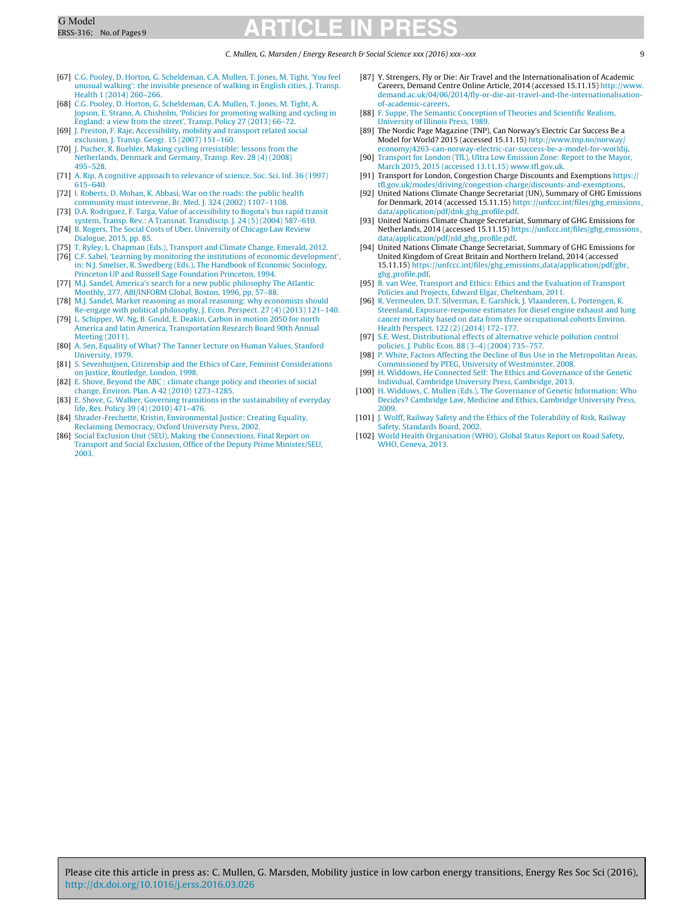[67] C.G. Pooley, D. Horton, G. Scheldeman, C.A. Mullen, T. Jones, M. Tight, 'You feel unusual walking': the invisible presence of walking in English cities, J. Transp. Health 1 (2014) 260–266.

[68] C.G. Pooley, D. Horton, G. Scheldeman, C.A. Mullen, T. Jones, M. Tight, A. Jopson, E. Strano, A. Chisholm, 'Policies for promoting walking and cycling in England: a view from the street', Transp. Policy 27 (2013) 66–72.

[69] J. Preston, F. Raje, Accessibility, mobility and transport related social exclusion, J. Transp. Geogr. 15 (2007) 151–160.

[70] J. Pucher, R. Buehler, Making cycling irresistible: lessons from the Netherlands, Denmark and Germany, Transp. Rev. 28 (4) (2008) 495–528.

[71] A. Rip, A cognitive approach to relevance of science, Soc. Sci. Inf. 36 (1997) 615–640.

[72] I. Roberts, D. Mohan, K. Abbasi, War on the roads: the public health community must intervene, Br. Med. J. 324 (2002) 1107–1108.

[73] D.A. Rodriguez, F. Targa, Value of accessibility to Bogota's bus rapid transit system, Transp. Rev.: A Transnat. Transdiscip. J. 24 (5) (2004) 587–610.

[74] B. Rogers, The Social Costs of Uber, University of Chicago Law Review Dialogue, 2015, pp. 85.

[75] T. Ryley, L. Chapman (Eds.), Transport and Climate Change, Emerald, 2012.

[76] C.F. Sabel, 'Learning by monitoring the institutions of economic development', in: N.J. Smelser, R. Swedberg (Eds.), The Handbook of Economic Sociology, Princeton UP and Russell Sage Foundation Princeton, 1994.

[77] M.J. Sandel, America's search for a new public philosophy The Atlantic Monthly, 277, ABI/INFORM Global, Boston, 1996, pp. 57–88.

[78] M.J. Sandel, Market reasoning as moral reasoning: why economists should Re-engage with political philosophy, J. Econ. Perspect. 27 (4) (2013) 121–140.

[79] L. Schipper, W. Ng, B. Gould, E. Deakin, Carbon in motion 2050 for north America and latin America, Transportation Research Board 90th Annual Meeting (2011).

[80] A. Sen, Equality of What? The Tanner Lecture on Human Values, Stanford University, 1979.

[81] S. Sevenhuijsen, Citizenship and the Ethics of Care, Feminist Considerations on Justice, Routledge, London, 1998.

[82] E. Shove, Beyond the ABC : climate change policy and theories of social change, Environ. Plan. A 42 (2010) 1273–1285.

[83] E. Shove, G. Walker, Governing transitions in the sustainability of everyday life, Res. Policy 39 (4) (2010) 471–476.

[84] Shrader-Frechette, Kristin, Environmental Justice: Creating Equality, Reclaiming Democracy, Oxford University Press, 2002.

[86] Social Exclusion Unit (SEU), Making the Connections. Final Report on Transport and Social Exclusion, Office of the Deputy Prime Minister/SEU, 2003.

[87] Y. Strengers, Fly or Die: Air Travel and the Internationalisation of Academic Careers, Demand Centre Online Article, 2014 (accessed 15.11.15) http://www.demand.ac.uk/04/06/2014/fly-or-die-air-travel-and-the-internationalisation-of-academic-careers.

[88] F. Suppe, The Semantic Conception of Theories and Scientific Realism, University of Illinois Press, 1989.

[89] The Nordic Page Magazine (TNP), Can Norway's Electric Car Success Be a Model for World? 2015 (accessed 15.11.15) http://www.tnp.no/norway/economy/4263-can-norway-electric-car-success-be-a-model-for-worldij.

[90] Transport for London (TfL), Ultra Low Emission Zone: Report to the Mayor, March 2015, 2015 (accessed 13.11.15) www.tfl.gov.uk.

[91] Transport for London, Congestion Charge Discounts and Exemptions https://tfl.gov.uk/modes/driving/congestion-charge/discounts-and-exemptions.

[92] United Nations Climate Change Secretariat (UN), Summary of GHG Emissions for Denmark, 2014 (accessed 15.11.15) https://unfccc.int/files/ghg_emissions_data/application/pdf/dnk_ghg_profile.pdf.

[93] United Nations Climate Change Secretariat, Summary of GHG Emissions for Netherlands, 2014 (accessed 15.11.15) https://unfccc.int/files/ghg_emissions_data/application/pdf/nld_ghg_profile.pdf.

[94] United Nations Climate Change Secretariat, Summary of GHG Emissions for United Kingdom of Great Britain and Northern Ireland, 2014 (accessed 15.11.15) https://unfccc.int/files/ghg_emissions_data/application/pdf/gbr_ghg_profile.pdf.

[95] B. van Wee, Transport and Ethics: Ethics and the Evaluation of Transport Policies and Projects, Edward Elgar, Cheltenham, 2011.

[96] R. Vermeulen, D.T. Silverman, E. Garshick, J. Vlaanderen, L. Portengen, K. Steenland, Exposure-response estimates for diesel engine exhaust and lung cancer mortality based on data from three occupational cohorts Environ. Health Perspect. 122 (2) (2014) 172–177.

[97] S.E. West, Distributional effects of alternative vehicle pollution control policies, J. Public Econ. 88 (3–4) (2004) 735–757.

[98] P. White, Factors Affecting the Decline of Bus Use in the Metropolitan Areas, Commissioned by PTEG, University of Westminster, 2008.

[99] H. Widdows, He Connected Self: The Ethics and Governance of the Genetic Individual, Cambridge University Press, Cambridge, 2013.

[100] H. Widdows, C. Mullen (Eds.), The Governance of Genetic Information: Who Decides? Cambridge Law, Medicine and Ethics, Cambridge University Press, 2009.

[101] J. Wolff, Railway Safety and the Ethics of the Tolerability of Risk, Railway Safety, Standards Board, 2002.

[102] World Health Organisation (WHO), Global Status Report on Road Safety, WHO, Geneva, 2013.

Please cite this article in press as: C. Mullen, G. Marsden, Mobility justice in low carbon energy transitions, Energy Res Soc Sci (2016), http://dx.doi.org/10.1016/j.erss.2016.03.026